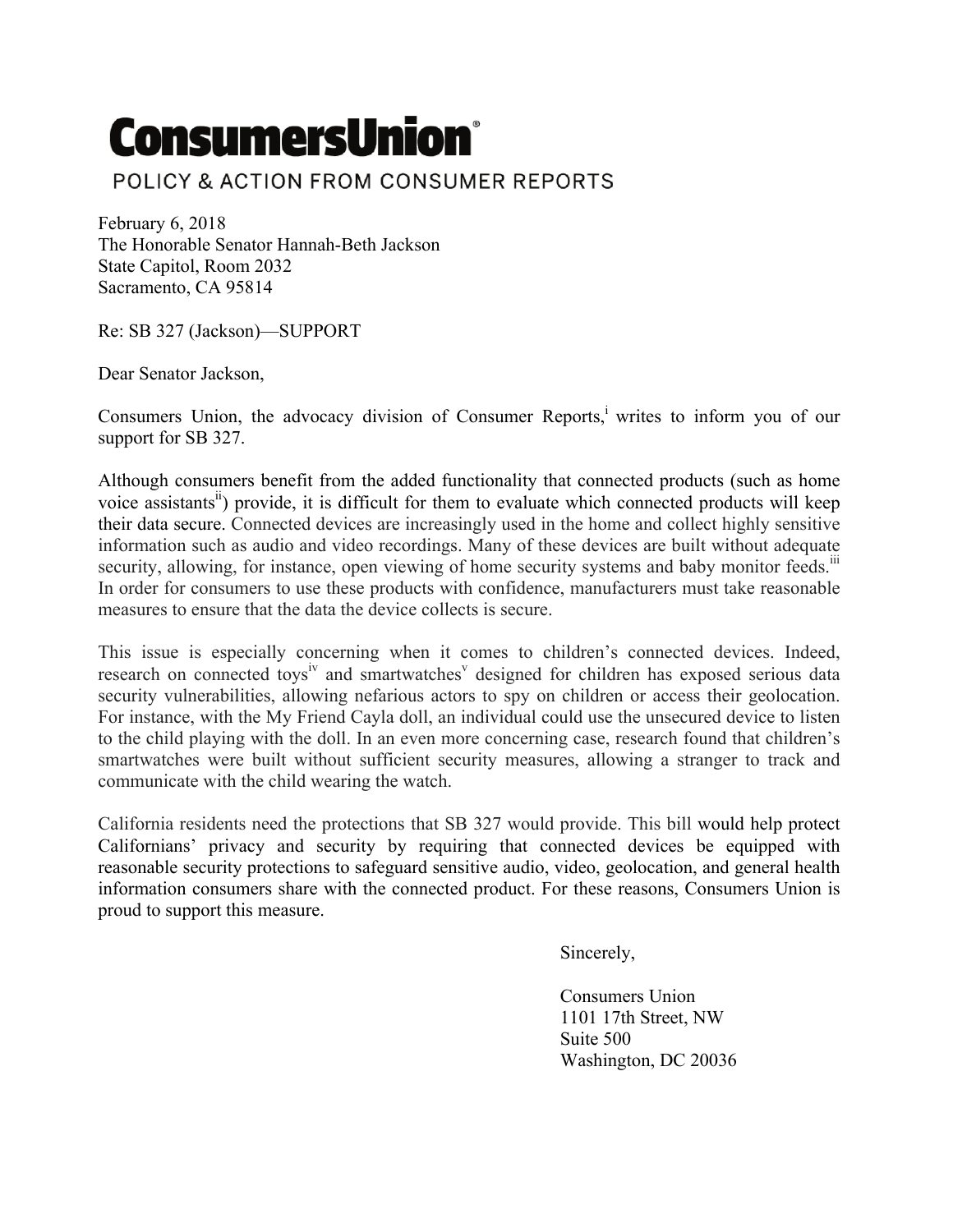# ConsumersUnion

POLICY & ACTION FROM CONSUMER REPORTS

February 6, 2018
The Honorable Senator Hannah-Beth Jackson
State Capitol, Room 2032
Sacramento, CA 95814

Re: SB 327 (Jackson)—SUPPORT

Dear Senator Jackson,

Consumers Union, the advocacy division of Consumer Reports,[i] writes to inform you of our support for SB 327.

Although consumers benefit from the added functionality that connected products (such as home voice assistants[ii]) provide, it is difficult for them to evaluate which connected products will keep their data secure. Connected devices are increasingly used in the home and collect highly sensitive information such as audio and video recordings. Many of these devices are built without adequate security, allowing, for instance, open viewing of home security systems and baby monitor feeds.[iii] In order for consumers to use these products with confidence, manufacturers must take reasonable measures to ensure that the data the device collects is secure.

This issue is especially concerning when it comes to children's connected devices. Indeed, research on connected toys[iv] and smartwatches[v] designed for children has exposed serious data security vulnerabilities, allowing nefarious actors to spy on children or access their geolocation. For instance, with the My Friend Cayla doll, an individual could use the unsecured device to listen to the child playing with the doll. In an even more concerning case, research found that children's smartwatches were built without sufficient security measures, allowing a stranger to track and communicate with the child wearing the watch.

California residents need the protections that SB 327 would provide. This bill would help protect Californians' privacy and security by requiring that connected devices be equipped with reasonable security protections to safeguard sensitive audio, video, geolocation, and general health information consumers share with the connected product. For these reasons, Consumers Union is proud to support this measure.

Sincerely,

Consumers Union
1101 17th Street, NW
Suite 500
Washington, DC 20036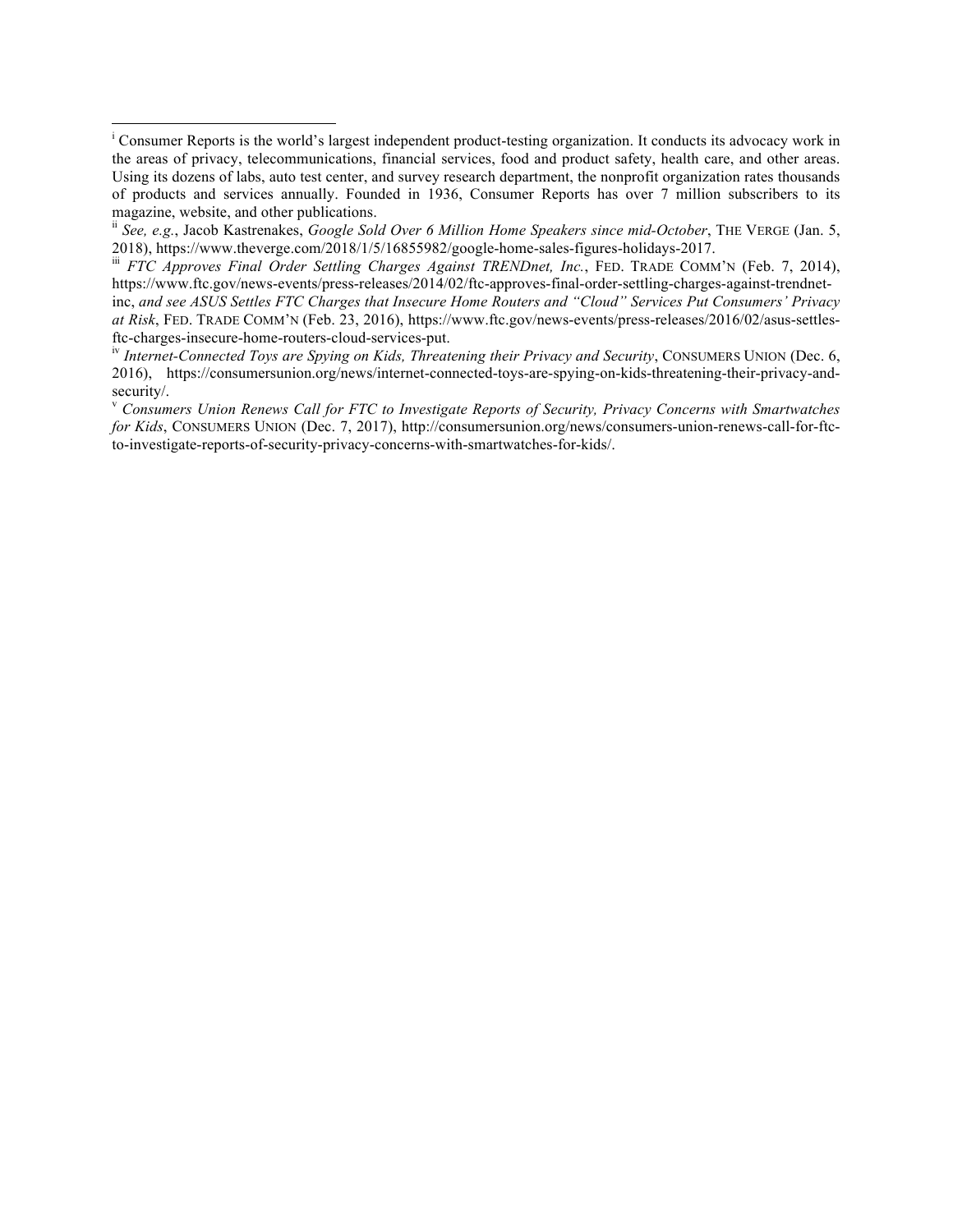[i] Consumer Reports is the world's largest independent product-testing organization. It conducts its advocacy work in the areas of privacy, telecommunications, financial services, food and product safety, health care, and other areas. Using its dozens of labs, auto test center, and survey research department, the nonprofit organization rates thousands of products and services annually. Founded in 1936, Consumer Reports has over 7 million subscribers to its magazine, website, and other publications.

[ii] *See, e.g.*, Jacob Kastrenakes, *Google Sold Over 6 Million Home Speakers since mid-October*, THE VERGE (Jan. 5, 2018), https://www.theverge.com/2018/1/5/16855982/google-home-sales-figures-holidays-2017.

[iii] *FTC Approves Final Order Settling Charges Against TRENDnet, Inc.*, FED. TRADE COMM'N (Feb. 7, 2014), https://www.ftc.gov/news-events/press-releases/2014/02/ftc-approves-final-order-settling-charges-against-trendnet-inc, *and see ASUS Settles FTC Charges that Insecure Home Routers and "Cloud" Services Put Consumers' Privacy at Risk*, FED. TRADE COMM'N (Feb. 23, 2016), https://www.ftc.gov/news-events/press-releases/2016/02/asus-settles-ftc-charges-insecure-home-routers-cloud-services-put.

[iv] *Internet-Connected Toys are Spying on Kids, Threatening their Privacy and Security*, CONSUMERS UNION (Dec. 6, 2016), https://consumersunion.org/news/internet-connected-toys-are-spying-on-kids-threatening-their-privacy-and-security/.

[v] *Consumers Union Renews Call for FTC to Investigate Reports of Security, Privacy Concerns with Smartwatches for Kids*, CONSUMERS UNION (Dec. 7, 2017), http://consumersunion.org/news/consumers-union-renews-call-for-ftc-to-investigate-reports-of-security-privacy-concerns-with-smartwatches-for-kids/.